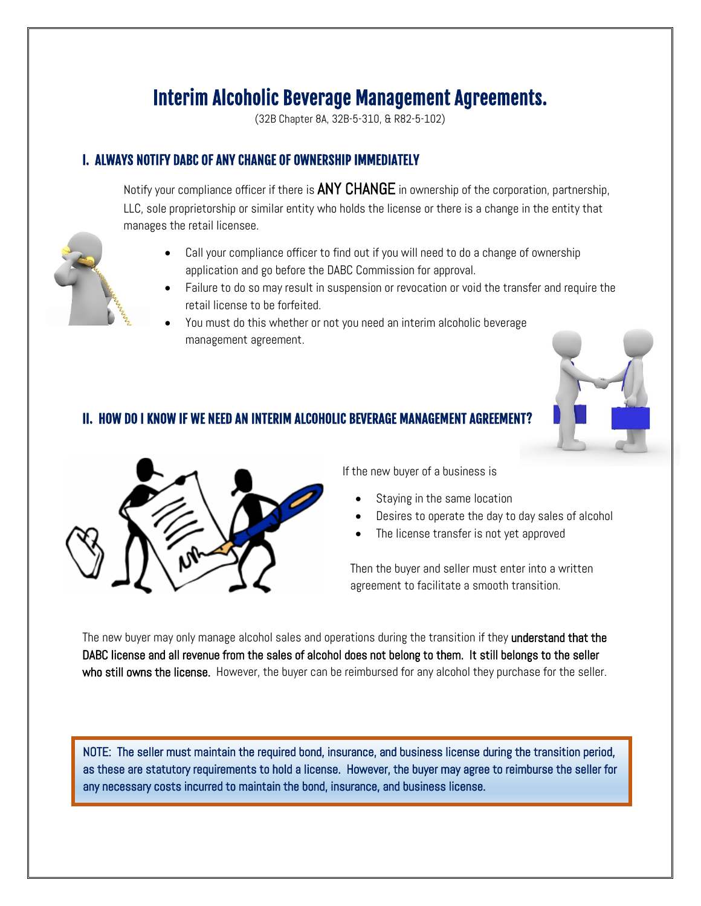# Interim Alcoholic Beverage Management Agreements.

(32B Chapter 8A, 32B-5-310, & R82-5-102)

## I. ALWAYS NOTIFY DABC OF ANY CHANGE OF OWNERSHIP IMMEDIATELY

Notify your compliance officer if there is ANY CHANGE in ownership of the corporation, partnership, LLC, sole proprietorship or similar entity who holds the license or there is a change in the entity that manages the retail licensee.

- Call your compliance officer to find out if you will need to do a change of ownership application and go before the DABC Commission for approval.
- Failure to do so may result in suspension or revocation or void the transfer and require the retail license to be forfeited.
- You must do this whether or not you need an interim alcoholic beverage management agreement.

## II. HOW DO I KNOW IF WE NEED AN INTERIM ALCOHOLIC BEVERAGE MANAGEMENT AGREEMENT?

If the new buyer of a business is

- Staying in the same location
- Desires to operate the day to day sales of alcohol
- The license transfer is not yet approved

Then the buyer and seller must enter into a written agreement to facilitate a smooth transition.

The new buyer may only manage alcohol sales and operations during the transition if they **understand that the DABC license and all revenue from the sales of alcohol does not belong to them. It still belongs to the seller who still owns the license.** However, the buyer can be reimbursed for any alcohol they purchase for the seller.

> NOTE: The seller must maintain the required bond, insurance, and business license during the transition period, as these are statutory requirements to hold a license. However, the buyer may agree to reimburse the seller for any necessary costs incurred to maintain the bond, insurance, and business license.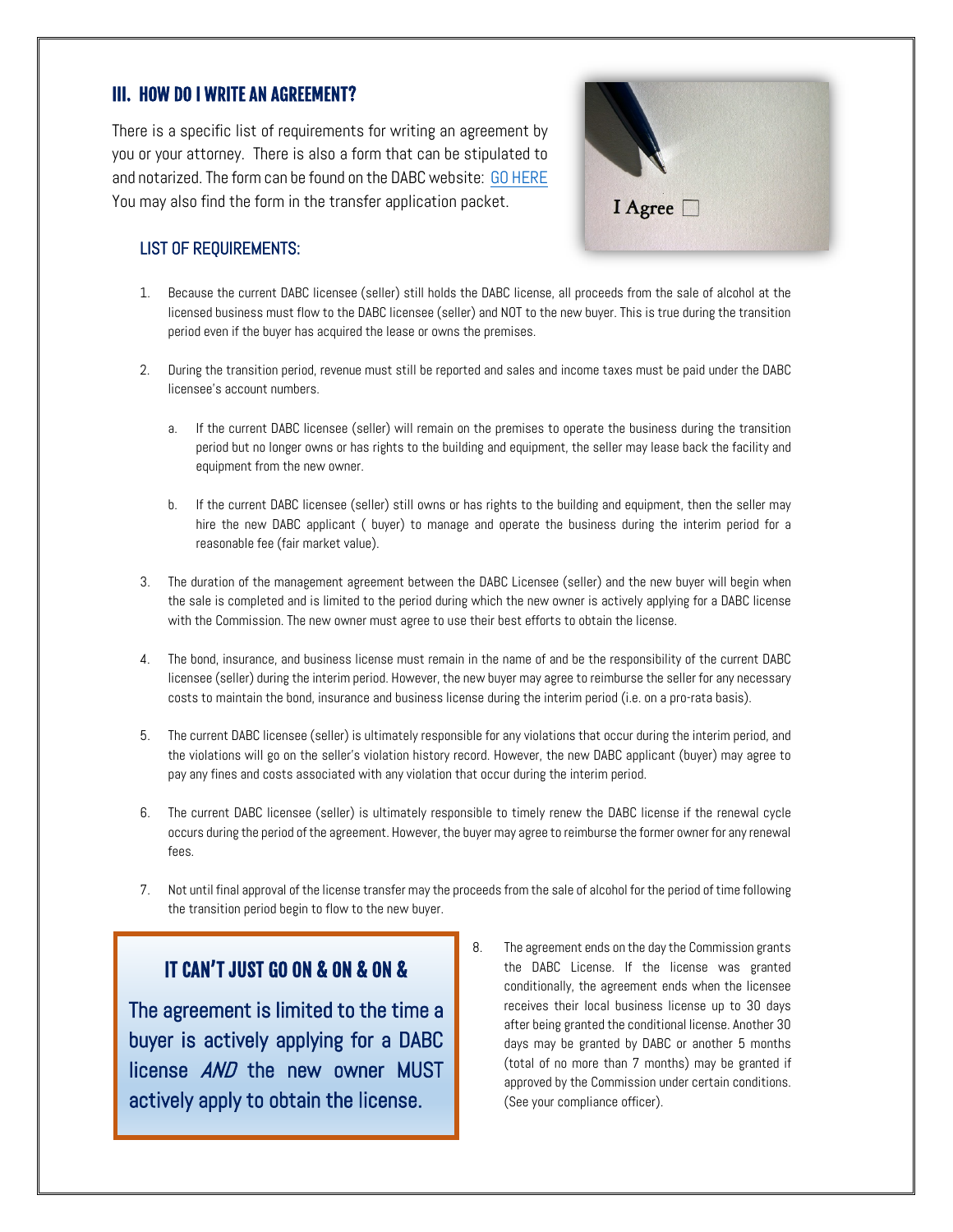## III. HOW DO I WRITE AN AGREEMENT?

There is a specific list of requirements for writing an agreement by you or your attorney. There is also a form that can be stipulated to and notarized. The form can be found on the DABC website: GO HERE You may also find the form in the transfer application packet.

### LIST OF REQUIREMENTS:

1. Because the current DABC licensee (seller) still holds the DABC license, all proceeds from the sale of alcohol at the licensed business must flow to the DABC licensee (seller) and NOT to the new buyer. This is true during the transition period even if the buyer has acquired the lease or owns the premises.

2. During the transition period, revenue must still be reported and sales and income taxes must be paid under the DABC licensee's account numbers.

   a. If the current DABC licensee (seller) will remain on the premises to operate the business during the transition period but no longer owns or has rights to the building and equipment, the seller may lease back the facility and equipment from the new owner.

   b. If the current DABC licensee (seller) still owns or has rights to the building and equipment, then the seller may hire the new DABC applicant ( buyer) to manage and operate the business during the interim period for a reasonable fee (fair market value).

3. The duration of the management agreement between the DABC Licensee (seller) and the new buyer will begin when the sale is completed and is limited to the period during which the new owner is actively applying for a DABC license with the Commission. The new owner must agree to use their best efforts to obtain the license.

4. The bond, insurance, and business license must remain in the name of and be the responsibility of the current DABC licensee (seller) during the interim period. However, the new buyer may agree to reimburse the seller for any necessary costs to maintain the bond, insurance and business license during the interim period (i.e. on a pro-rata basis).

5. The current DABC licensee (seller) is ultimately responsible for any violations that occur during the interim period, and the violations will go on the seller's violation history record. However, the new DABC applicant (buyer) may agree to pay any fines and costs associated with any violation that occur during the interim period.

6. The current DABC licensee (seller) is ultimately responsible to timely renew the DABC license if the renewal cycle occurs during the period of the agreement. However, the buyer may agree to reimburse the former owner for any renewal fees.

7. Not until final approval of the license transfer may the proceeds from the sale of alcohol for the period of time following the transition period begin to flow to the new buyer.

8. The agreement ends on the day the Commission grants the DABC License. If the license was granted conditionally, the agreement ends when the licensee receives their local business license up to 30 days after being granted the conditional license. Another 30 days may be granted by DABC or another 5 months (total of no more than 7 months) may be granted if approved by the Commission under certain conditions. (See your compliance officer).

### IT CAN'T JUST GO ON & ON & ON &

The agreement is limited to the time a buyer is actively applying for a DABC license *AND* the new owner MUST actively apply to obtain the license.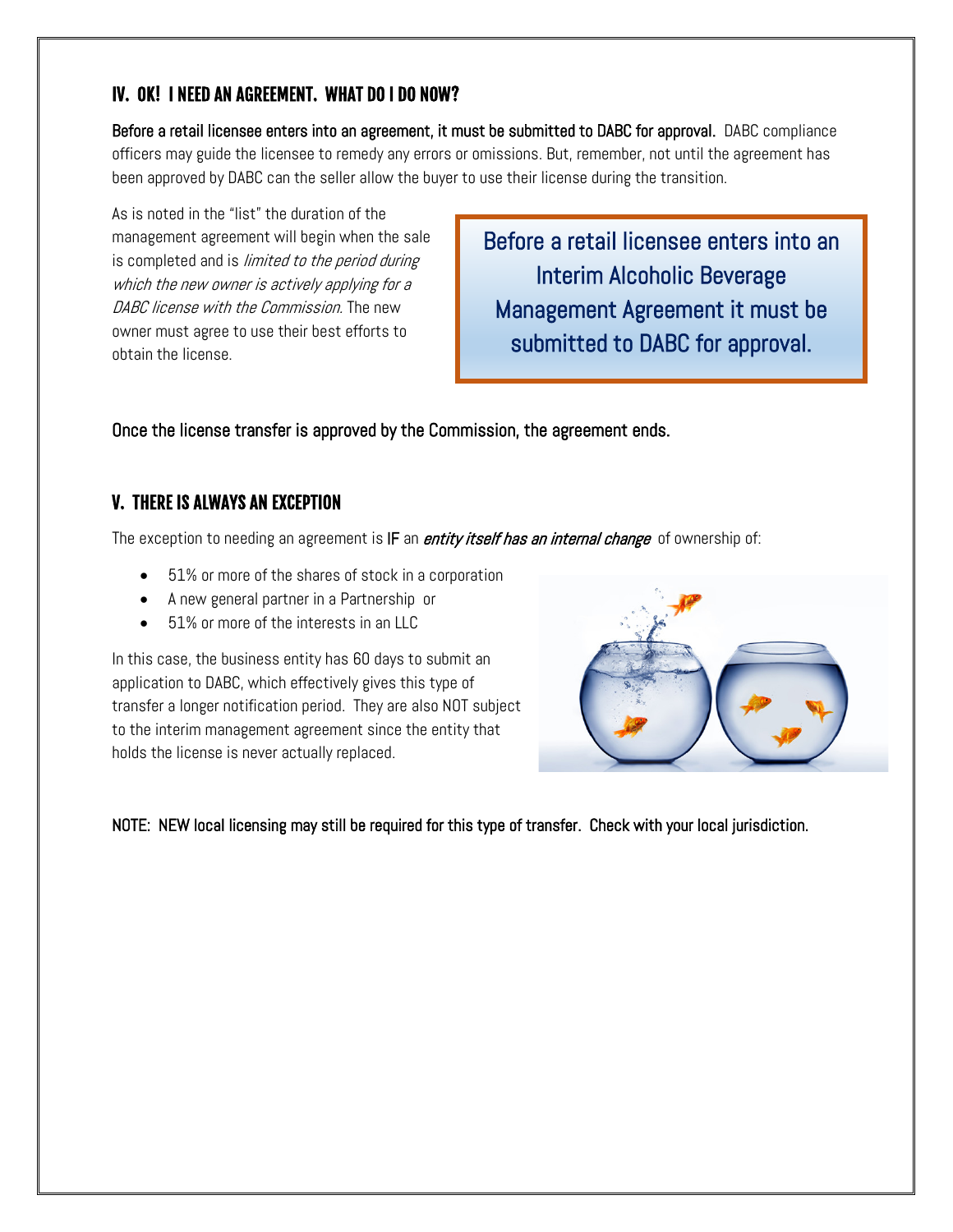## IV. OK! I NEED AN AGREEMENT. WHAT DO I DO NOW?

**Before a retail licensee enters into an agreement, it must be submitted to DABC for approval.** DABC compliance officers may guide the licensee to remedy any errors or omissions. But, remember, not until the agreement has been approved by DABC can the seller allow the buyer to use their license during the transition.

As is noted in the "list" the duration of the management agreement will begin when the sale is completed and is *limited to the period during which the new owner is actively applying for a DABC license with the Commission.* The new owner must agree to use their best efforts to obtain the license.

> Before a retail licensee enters into an Interim Alcoholic Beverage Management Agreement it must be submitted to DABC for approval.

**Once the license transfer is approved by the Commission, the agreement ends.**

## V. THERE IS ALWAYS AN EXCEPTION

The exception to needing an agreement is **IF** an ***entity itself has an internal change*** of ownership of:

- 51% or more of the shares of stock in a corporation
- A new general partner in a Partnership or
- 51% or more of the interests in an LLC

In this case, the business entity has 60 days to submit an application to DABC, which effectively gives this type of transfer a longer notification period. They are also NOT subject to the interim management agreement since the entity that holds the license is never actually replaced.

**NOTE: NEW local licensing may still be required for this type of transfer. Check with your local jurisdiction.**